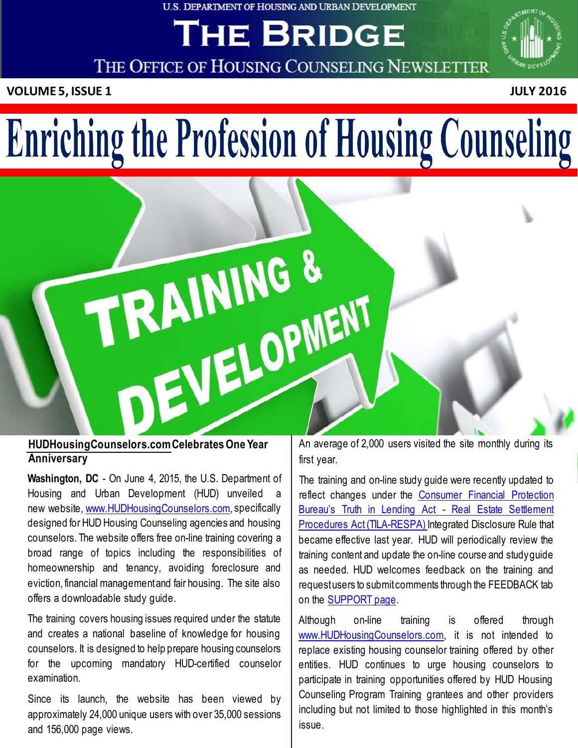U.S. DEPARTMENT OF HOUSING AND URBAN DEVELOPMENT

# THE BRIDGE

THE OFFICE OF HOUSING COUNSELING NEWSLETTER

**VOLUME 5, ISSUE 1** **JULY 2016**

# Enriching the Profession of Housing Counseling

## HUDHousingCounselors.com Celebrates One Year Anniversary

**Washington, DC** - On June 4, 2015, the U.S. Department of Housing and Urban Development (HUD) unveiled a new website, www.HUDHousingCounselors.com, specifically designed for HUD Housing Counseling agencies and housing counselors. The website offers free on-line training covering a broad range of topics including the responsibilities of homeownership and tenancy, avoiding foreclosure and eviction, financial management and fair housing. The site also offers a downloadable study guide.

The training covers housing issues required under the statute and creates a national baseline of knowledge for housing counselors. It is designed to help prepare housing counselors for the upcoming mandatory HUD-certified counselor examination.

Since its launch, the website has been viewed by approximately 24,000 unique users with over 35,000 sessions and 156,000 page views. An average of 2,000 users visited the site monthly during its first year.

The training and on-line study guide were recently updated to reflect changes under the Consumer Financial Protection Bureau's Truth in Lending Act - Real Estate Settlement Procedures Act (TILA-RESPA) Integrated Disclosure Rule that became effective last year. HUD will periodically review the training content and update the on-line course and study guide as needed. HUD welcomes feedback on the training and request users to submit comments through the FEEDBACK tab on the SUPPORT page.

Although on-line training is offered through www.HUDHousingCounselors.com, it is not intended to replace existing housing counselor training offered by other entities. HUD continues to urge housing counselors to participate in training opportunities offered by HUD Housing Counseling Program Training grantees and other providers including but not limited to those highlighted in this month's issue.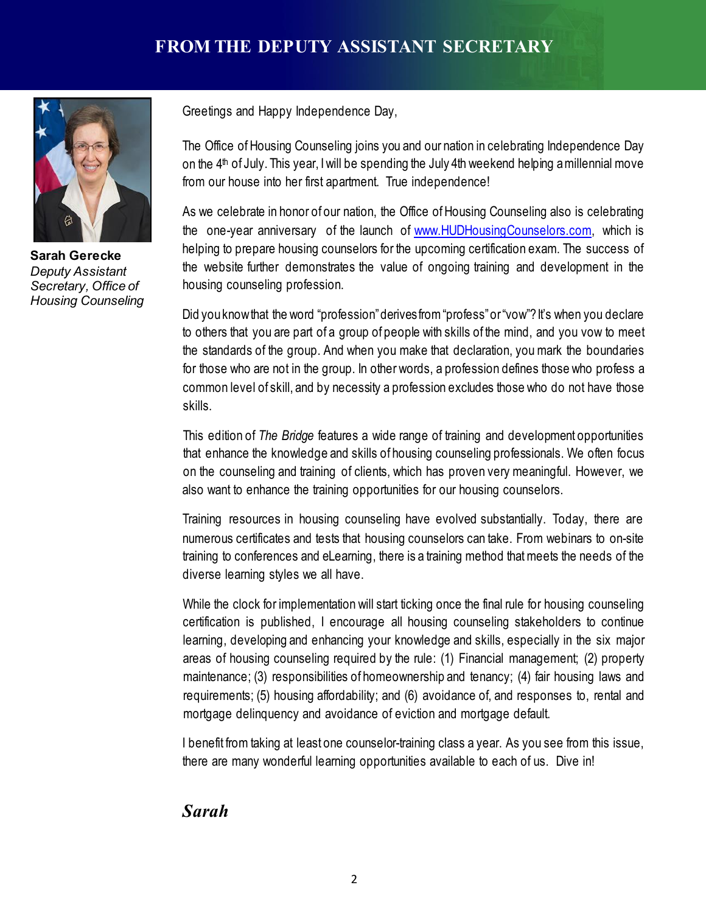# FROM THE DEPUTY ASSISTANT SECRETARY

**Sarah Gerecke**
*Deputy Assistant Secretary, Office of Housing Counseling*

Greetings and Happy Independence Day,

The Office of Housing Counseling joins you and our nation in celebrating Independence Day on the 4th of July. This year, I will be spending the July 4th weekend helping a millennial move from our house into her first apartment. True independence!

As we celebrate in honor of our nation, the Office of Housing Counseling also is celebrating the one-year anniversary of the launch of www.HUDHousingCounselors.com, which is helping to prepare housing counselors for the upcoming certification exam. The success of the website further demonstrates the value of ongoing training and development in the housing counseling profession.

Did you know that the word "profession" derives from "profess" or "vow"? It's when you declare to others that you are part of a group of people with skills of the mind, and you vow to meet the standards of the group. And when you make that declaration, you mark the boundaries for those who are not in the group. In other words, a profession defines those who profess a common level of skill, and by necessity a profession excludes those who do not have those skills.

This edition of *The Bridge* features a wide range of training and development opportunities that enhance the knowledge and skills of housing counseling professionals. We often focus on the counseling and training of clients, which has proven very meaningful. However, we also want to enhance the training opportunities for our housing counselors.

Training resources in housing counseling have evolved substantially. Today, there are numerous certificates and tests that housing counselors can take. From webinars to on-site training to conferences and eLearning, there is a training method that meets the needs of the diverse learning styles we all have.

While the clock for implementation will start ticking once the final rule for housing counseling certification is published, I encourage all housing counseling stakeholders to continue learning, developing and enhancing your knowledge and skills, especially in the six major areas of housing counseling required by the rule: (1) Financial management; (2) property maintenance; (3) responsibilities of homeownership and tenancy; (4) fair housing laws and requirements; (5) housing affordability; and (6) avoidance of, and responses to, rental and mortgage delinquency and avoidance of eviction and mortgage default.

I benefit from taking at least one counselor-training class a year. As you see from this issue, there are many wonderful learning opportunities available to each of us. Dive in!

***Sarah***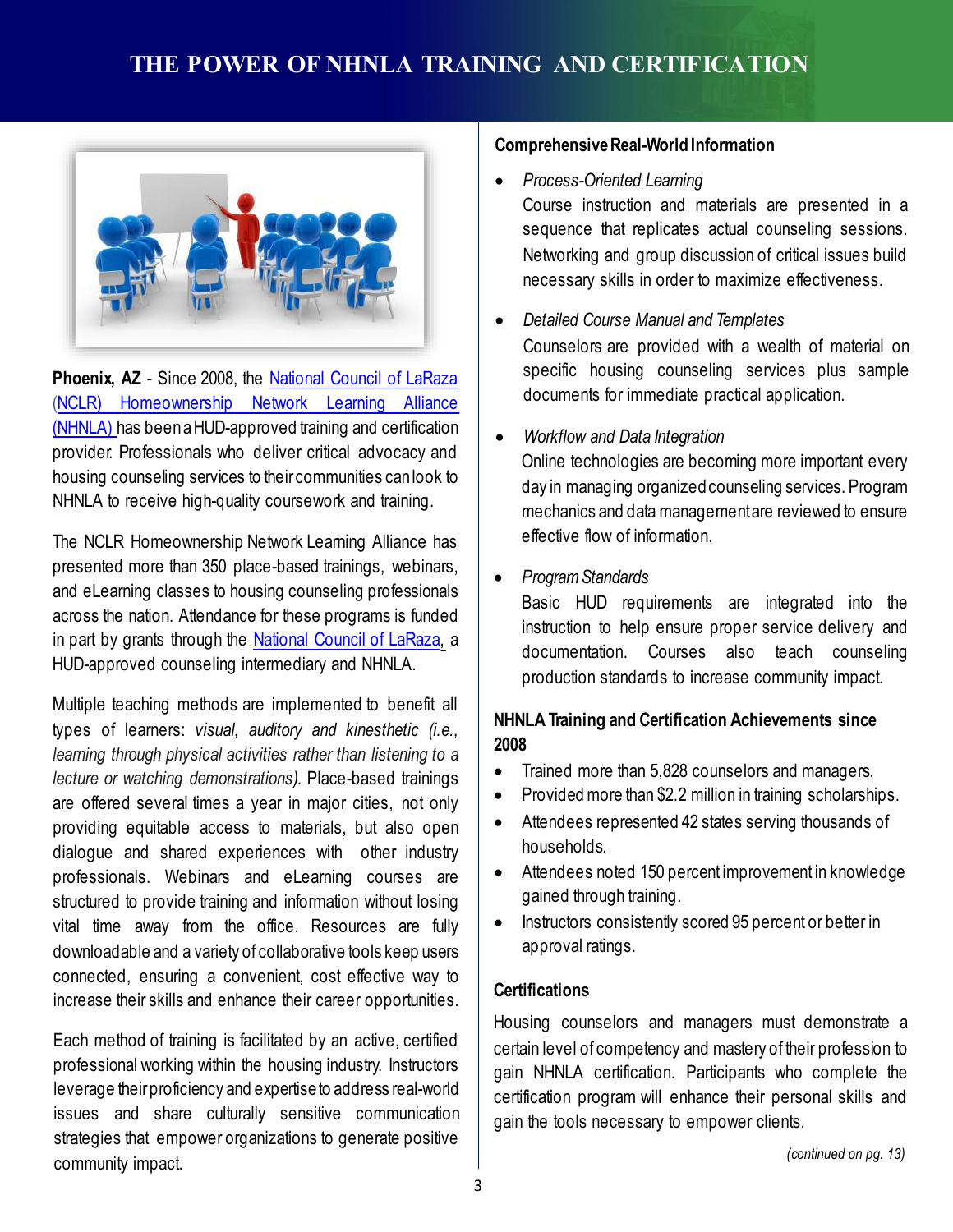# THE POWER OF NHNLA TRAINING AND CERTIFICATION

**Phoenix, AZ** - Since 2008, the National Council of LaRaza (NCLR) Homeownership Network Learning Alliance (NHNLA) has been a HUD-approved training and certification provider. Professionals who deliver critical advocacy and housing counseling services to their communities can look to NHNLA to receive high-quality coursework and training.

The NCLR Homeownership Network Learning Alliance has presented more than 350 place-based trainings, webinars, and eLearning classes to housing counseling professionals across the nation. Attendance for these programs is funded in part by grants through the National Council of LaRaza, a HUD-approved counseling intermediary and NHNLA.

Multiple teaching methods are implemented to benefit all types of learners: *visual, auditory and kinesthetic (i.e., learning through physical activities rather than listening to a lecture or watching demonstrations).* Place-based trainings are offered several times a year in major cities, not only providing equitable access to materials, but also open dialogue and shared experiences with other industry professionals. Webinars and eLearning courses are structured to provide training and information without losing vital time away from the office. Resources are fully downloadable and a variety of collaborative tools keep users connected, ensuring a convenient, cost effective way to increase their skills and enhance their career opportunities.

Each method of training is facilitated by an active, certified professional working within the housing industry. Instructors leverage their proficiency and expertise to address real-world issues and share culturally sensitive communication strategies that empower organizations to generate positive community impact.

**Comprehensive Real-World Information**

- *Process-Oriented Learning*
  Course instruction and materials are presented in a sequence that replicates actual counseling sessions. Networking and group discussion of critical issues build necessary skills in order to maximize effectiveness.

- *Detailed Course Manual and Templates*
  Counselors are provided with a wealth of material on specific housing counseling services plus sample documents for immediate practical application.

- *Workflow and Data Integration*
  Online technologies are becoming more important every day in managing organized counseling services. Program mechanics and data management are reviewed to ensure effective flow of information.

- *Program Standards*
  Basic HUD requirements are integrated into the instruction to help ensure proper service delivery and documentation. Courses also teach counseling production standards to increase community impact.

**NHNLA Training and Certification Achievements since 2008**

- Trained more than 5,828 counselors and managers.
- Provided more than $2.2 million in training scholarships.
- Attendees represented 42 states serving thousands of households.
- Attendees noted 150 percent improvement in knowledge gained through training.
- Instructors consistently scored 95 percent or better in approval ratings.

**Certifications**

Housing counselors and managers must demonstrate a certain level of competency and mastery of their profession to gain NHNLA certification. Participants who complete the certification program will enhance their personal skills and gain the tools necessary to empower clients.

*(continued on pg. 13)*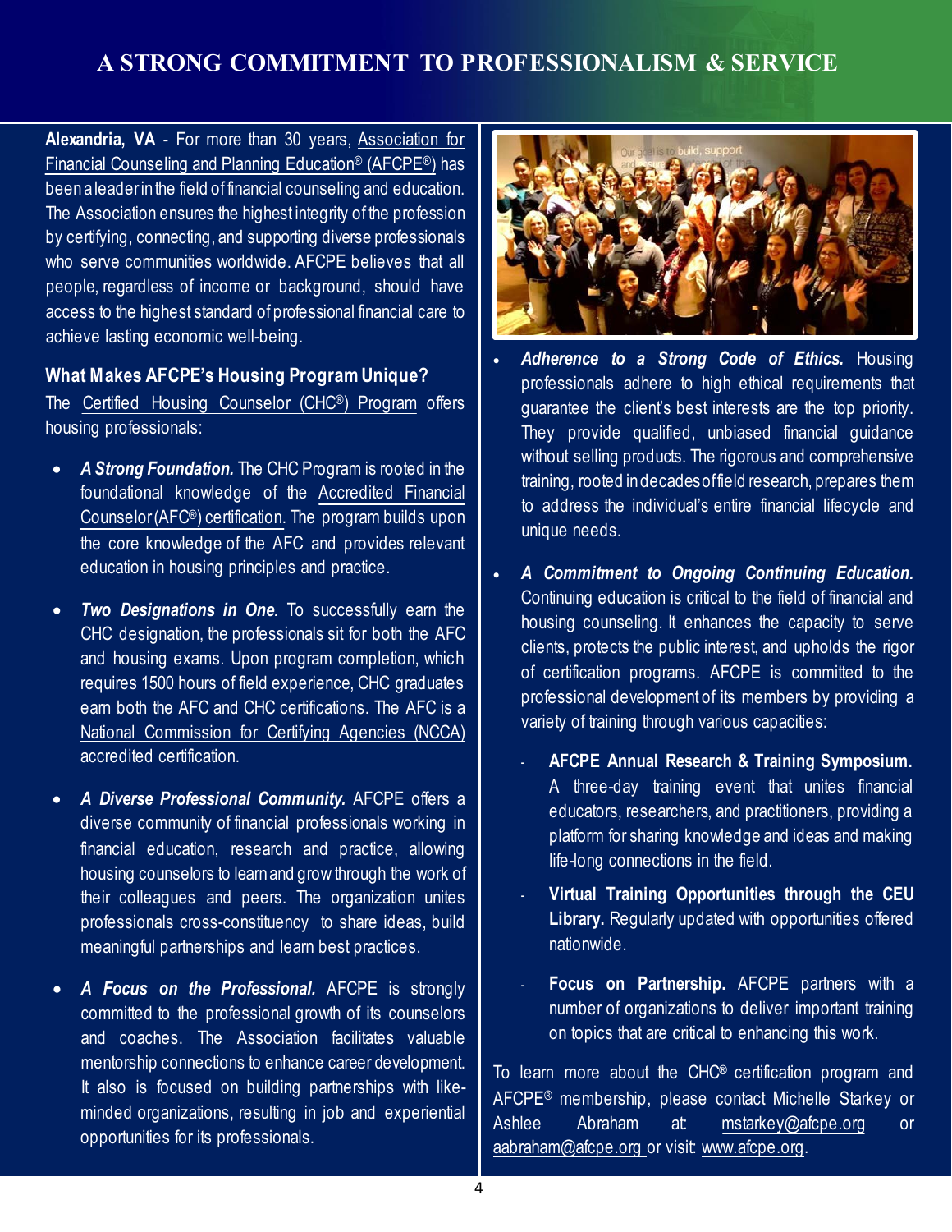# A STRONG COMMITMENT TO PROFESSIONALISM & SERVICE

**Alexandria, VA** - For more than 30 years, Association for Financial Counseling and Planning Education® (AFCPE®) has been a leader in the field of financial counseling and education. The Association ensures the highest integrity of the profession by certifying, connecting, and supporting diverse professionals who serve communities worldwide. AFCPE believes that all people, regardless of income or background, should have access to the highest standard of professional financial care to achieve lasting economic well-being.

### What Makes AFCPE's Housing Program Unique?

The Certified Housing Counselor (CHC®) Program offers housing professionals:

- ***A Strong Foundation.*** The CHC Program is rooted in the foundational knowledge of the Accredited Financial Counselor (AFC®) certification. The program builds upon the core knowledge of the AFC and provides relevant education in housing principles and practice.

- ***Two Designations in One.*** To successfully earn the CHC designation, the professionals sit for both the AFC and housing exams. Upon program completion, which requires 1500 hours of field experience, CHC graduates earn both the AFC and CHC certifications. The AFC is a National Commission for Certifying Agencies (NCCA) accredited certification.

- ***A Diverse Professional Community.*** AFCPE offers a diverse community of financial professionals working in financial education, research and practice, allowing housing counselors to learn and grow through the work of their colleagues and peers. The organization unites professionals cross-constituency to share ideas, build meaningful partnerships and learn best practices.

- ***A Focus on the Professional.*** AFCPE is strongly committed to the professional growth of its counselors and coaches. The Association facilitates valuable mentorship connections to enhance career development. It also is focused on building partnerships with like-minded organizations, resulting in job and experiential opportunities for its professionals.

- ***Adherence to a Strong Code of Ethics.*** Housing professionals adhere to high ethical requirements that guarantee the client's best interests are the top priority. They provide qualified, unbiased financial guidance without selling products. The rigorous and comprehensive training, rooted in decades of field research, prepares them to address the individual's entire financial lifecycle and unique needs.

- ***A Commitment to Ongoing Continuing Education.*** Continuing education is critical to the field of financial and housing counseling. It enhances the capacity to serve clients, protects the public interest, and upholds the rigor of certification programs. AFCPE is committed to the professional development of its members by providing a variety of training through various capacities:

  - **AFCPE Annual Research & Training Symposium.** A three-day training event that unites financial educators, researchers, and practitioners, providing a platform for sharing knowledge and ideas and making life-long connections in the field.
  - **Virtual Training Opportunities through the CEU Library.** Regularly updated with opportunities offered nationwide.
  - **Focus on Partnership.** AFCPE partners with a number of organizations to deliver important training on topics that are critical to enhancing this work.

To learn more about the CHC® certification program and AFCPE® membership, please contact Michelle Starkey or Ashlee Abraham at: mstarkey@afcpe.org or aabraham@afcpe.org or visit: www.afcpe.org.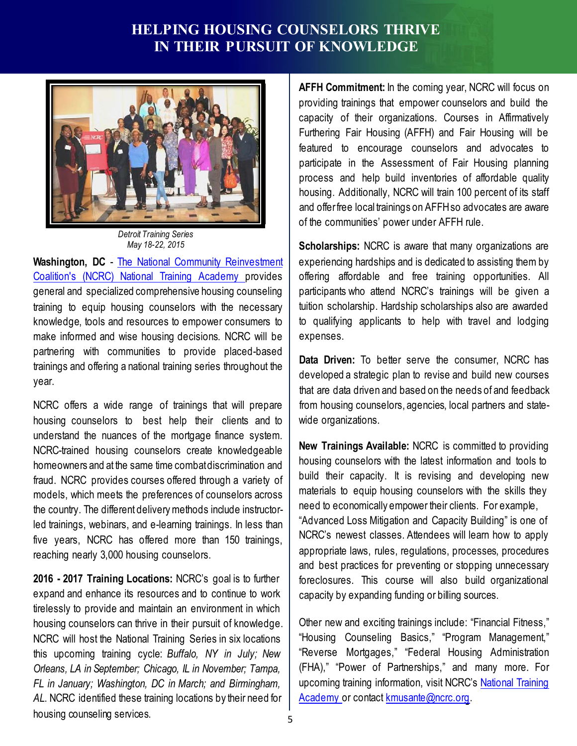# HELPING HOUSING COUNSELORS THRIVE IN THEIR PURSUIT OF KNOWLEDGE

*Detroit Training Series*
*May 18-22, 2015*

**Washington, DC** - The National Community Reinvestment Coalition's (NCRC) National Training Academy provides general and specialized comprehensive housing counseling training to equip housing counselors with the necessary knowledge, tools and resources to empower consumers to make informed and wise housing decisions. NCRC will be partnering with communities to provide placed-based trainings and offering a national training series throughout the year.

NCRC offers a wide range of trainings that will prepare housing counselors to best help their clients and to understand the nuances of the mortgage finance system. NCRC-trained housing counselors create knowledgeable homeowners and at the same time combat discrimination and fraud. NCRC provides courses offered through a variety of models, which meets the preferences of counselors across the country. The different delivery methods include instructor-led trainings, webinars, and e-learning trainings. In less than five years, NCRC has offered more than 150 trainings, reaching nearly 3,000 housing counselors.

**2016 - 2017 Training Locations:** NCRC's goal is to further expand and enhance its resources and to continue to work tirelessly to provide and maintain an environment in which housing counselors can thrive in their pursuit of knowledge. NCRC will host the National Training Series in six locations this upcoming training cycle: *Buffalo, NY in July; New Orleans, LA in September; Chicago, IL in November; Tampa, FL in January; Washington, DC in March; and Birmingham, AL*. NCRC identified these training locations by their need for housing counseling services.

**AFFH Commitment:** In the coming year, NCRC will focus on providing trainings that empower counselors and build the capacity of their organizations. Courses in Affirmatively Furthering Fair Housing (AFFH) and Fair Housing will be featured to encourage counselors and advocates to participate in the Assessment of Fair Housing planning process and help build inventories of affordable quality housing. Additionally, NCRC will train 100 percent of its staff and offer free local trainings on AFFH so advocates are aware of the communities' power under AFFH rule.

**Scholarships:** NCRC is aware that many organizations are experiencing hardships and is dedicated to assisting them by offering affordable and free training opportunities. All participants who attend NCRC's trainings will be given a tuition scholarship. Hardship scholarships also are awarded to qualifying applicants to help with travel and lodging expenses.

**Data Driven:** To better serve the consumer, NCRC has developed a strategic plan to revise and build new courses that are data driven and based on the needs of and feedback from housing counselors, agencies, local partners and state-wide organizations.

**New Trainings Available:** NCRC is committed to providing housing counselors with the latest information and tools to build their capacity. It is revising and developing new materials to equip housing counselors with the skills they need to economically empower their clients. For example, "Advanced Loss Mitigation and Capacity Building" is one of NCRC's newest classes. Attendees will learn how to apply appropriate laws, rules, regulations, processes, procedures and best practices for preventing or stopping unnecessary foreclosures. This course will also build organizational capacity by expanding funding or billing sources.

Other new and exciting trainings include: "Financial Fitness," "Housing Counseling Basics," "Program Management," "Reverse Mortgages," "Federal Housing Administration (FHA)," "Power of Partnerships," and many more. For upcoming training information, visit NCRC's National Training Academy or contact kmusante@ncrc.org.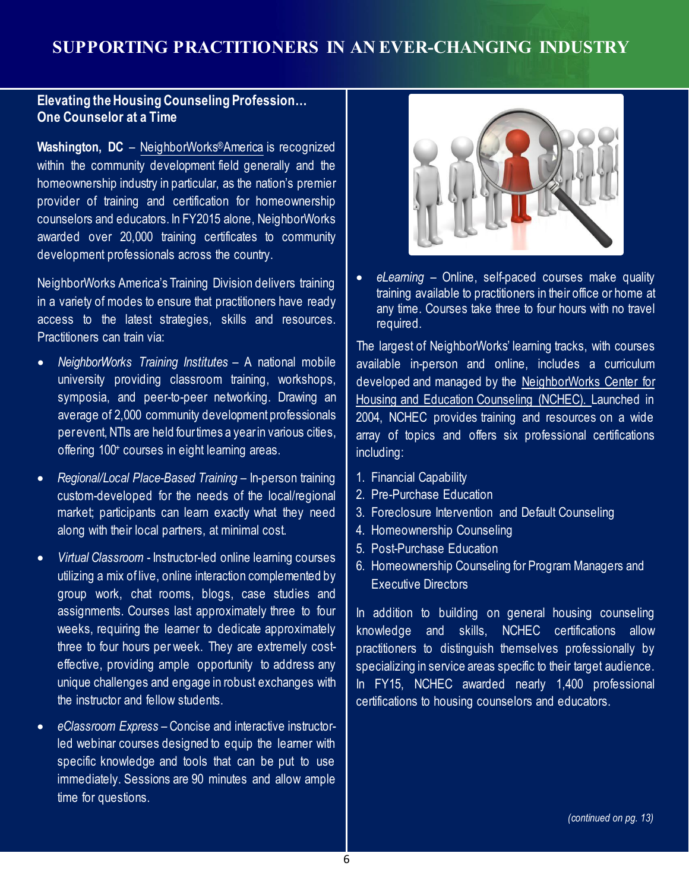# SUPPORTING PRACTITIONERS IN AN EVER-CHANGING INDUSTRY

## Elevating the Housing Counseling Profession… One Counselor at a Time

**Washington, DC** – NeighborWorks®America is recognized within the community development field generally and the homeownership industry in particular, as the nation's premier provider of training and certification for homeownership counselors and educators. In FY2015 alone, NeighborWorks awarded over 20,000 training certificates to community development professionals across the country.

NeighborWorks America's Training Division delivers training in a variety of modes to ensure that practitioners have ready access to the latest strategies, skills and resources. Practitioners can train via:

- *NeighborWorks Training Institutes* – A national mobile university providing classroom training, workshops, symposia, and peer-to-peer networking. Drawing an average of 2,000 community development professionals per event, NTIs are held four times a year in various cities, offering 100+ courses in eight learning areas.
- *Regional/Local Place-Based Training* – In-person training custom-developed for the needs of the local/regional market; participants can learn exactly what they need along with their local partners, at minimal cost.
- *Virtual Classroom* - Instructor-led online learning courses utilizing a mix of live, online interaction complemented by group work, chat rooms, blogs, case studies and assignments. Courses last approximately three to four weeks, requiring the learner to dedicate approximately three to four hours per week. They are extremely cost-effective, providing ample opportunity to address any unique challenges and engage in robust exchanges with the instructor and fellow students.
- *eClassroom Express* – Concise and interactive instructor-led webinar courses designed to equip the learner with specific knowledge and tools that can be put to use immediately. Sessions are 90 minutes and allow ample time for questions.
- *eLearning* – Online, self-paced courses make quality training available to practitioners in their office or home at any time. Courses take three to four hours with no travel required.

The largest of NeighborWorks' learning tracks, with courses available in-person and online, includes a curriculum developed and managed by the NeighborWorks Center for Housing and Education Counseling (NCHEC). Launched in 2004, NCHEC provides training and resources on a wide array of topics and offers six professional certifications including:

1. Financial Capability
2. Pre-Purchase Education
3. Foreclosure Intervention and Default Counseling
4. Homeownership Counseling
5. Post-Purchase Education
6. Homeownership Counseling for Program Managers and Executive Directors

In addition to building on general housing counseling knowledge and skills, NCHEC certifications allow practitioners to distinguish themselves professionally by specializing in service areas specific to their target audience. In FY15, NCHEC awarded nearly 1,400 professional certifications to housing counselors and educators.

*(continued on pg. 13)*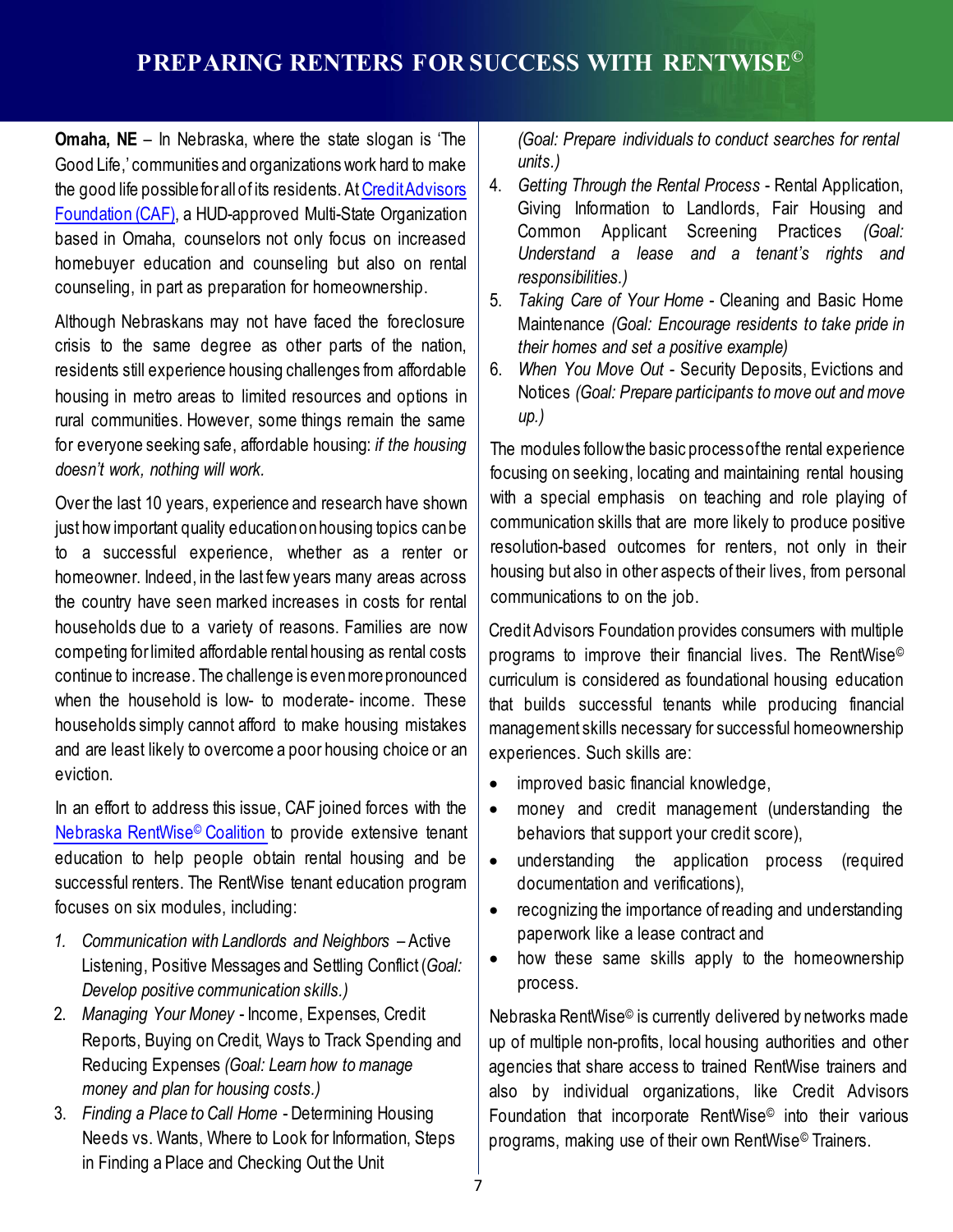# PREPARING RENTERS FOR SUCCESS WITH RENTWISE©

**Omaha, NE** – In Nebraska, where the state slogan is 'The Good Life,' communities and organizations work hard to make the good life possible for all of its residents. At Credit Advisors Foundation (CAF), a HUD-approved Multi-State Organization based in Omaha, counselors not only focus on increased homebuyer education and counseling but also on rental counseling, in part as preparation for homeownership.

Although Nebraskans may not have faced the foreclosure crisis to the same degree as other parts of the nation, residents still experience housing challenges from affordable housing in metro areas to limited resources and options in rural communities. However, some things remain the same for everyone seeking safe, affordable housing: *if the housing doesn't work, nothing will work.*

Over the last 10 years, experience and research have shown just how important quality education on housing topics can be to a successful experience, whether as a renter or homeowner. Indeed, in the last few years many areas across the country have seen marked increases in costs for rental households due to a variety of reasons. Families are now competing for limited affordable rental housing as rental costs continue to increase. The challenge is even more pronounced when the household is low- to moderate- income. These households simply cannot afford to make housing mistakes and are least likely to overcome a poor housing choice or an eviction.

In an effort to address this issue, CAF joined forces with the Nebraska RentWise© Coalition to provide extensive tenant education to help people obtain rental housing and be successful renters. The RentWise tenant education program focuses on six modules, including:

1. *Communication with Landlords and Neighbors* – Active Listening, Positive Messages and Settling Conflict (*Goal: Develop positive communication skills.)*
2. *Managing Your Money* - Income, Expenses, Credit Reports, Buying on Credit, Ways to Track Spending and Reducing Expenses *(Goal: Learn how to manage money and plan for housing costs.)*
3. *Finding a Place to Call Home* - Determining Housing Needs vs. Wants, Where to Look for Information, Steps in Finding a Place and Checking Out the Unit *(Goal: Prepare individuals to conduct searches for rental units.)*
4. *Getting Through the Rental Process* - Rental Application, Giving Information to Landlords, Fair Housing and Common Applicant Screening Practices *(Goal: Understand a lease and a tenant's rights and responsibilities.)*
5. *Taking Care of Your Home* - Cleaning and Basic Home Maintenance *(Goal: Encourage residents to take pride in their homes and set a positive example)*
6. *When You Move Out* - Security Deposits, Evictions and Notices *(Goal: Prepare participants to move out and move up.)*

The modules follow the basic process of the rental experience focusing on seeking, locating and maintaining rental housing with a special emphasis on teaching and role playing of communication skills that are more likely to produce positive resolution-based outcomes for renters, not only in their housing but also in other aspects of their lives, from personal communications to on the job.

Credit Advisors Foundation provides consumers with multiple programs to improve their financial lives. The RentWise© curriculum is considered as foundational housing education that builds successful tenants while producing financial management skills necessary for successful homeownership experiences. Such skills are:

- improved basic financial knowledge,
- money and credit management (understanding the behaviors that support your credit score),
- understanding the application process (required documentation and verifications),
- recognizing the importance of reading and understanding paperwork like a lease contract and
- how these same skills apply to the homeownership process.

Nebraska RentWise© is currently delivered by networks made up of multiple non-profits, local housing authorities and other agencies that share access to trained RentWise trainers and also by individual organizations, like Credit Advisors Foundation that incorporate RentWise© into their various programs, making use of their own RentWise© Trainers.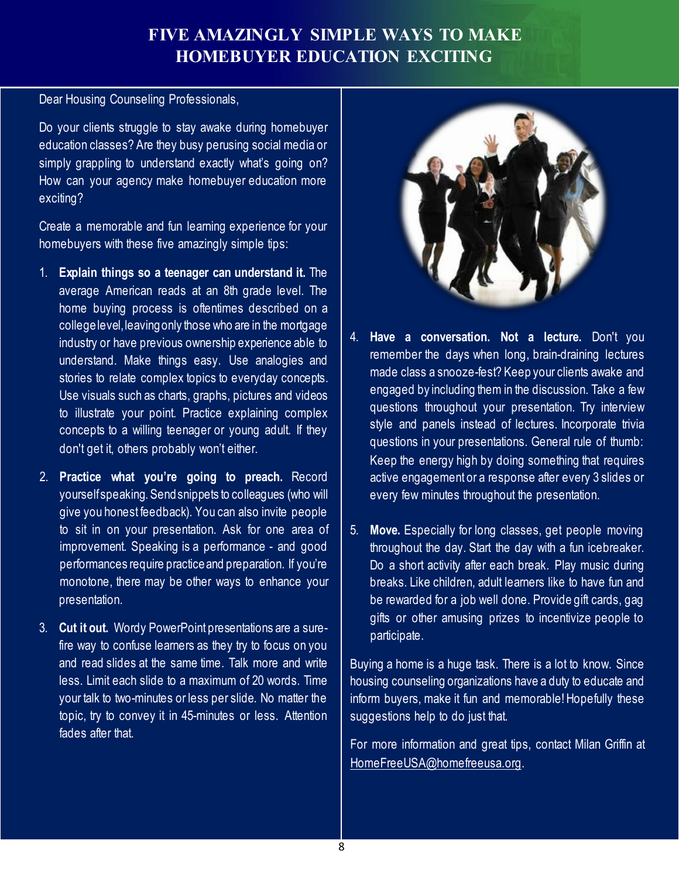# FIVE AMAZINGLY SIMPLE WAYS TO MAKE HOMEBUYER EDUCATION EXCITING

Dear Housing Counseling Professionals,

Do your clients struggle to stay awake during homebuyer education classes? Are they busy perusing social media or simply grappling to understand exactly what's going on? How can your agency make homebuyer education more exciting?

Create a memorable and fun learning experience for your homebuyers with these five amazingly simple tips:

1. **Explain things so a teenager can understand it.** The average American reads at an 8th grade level. The home buying process is oftentimes described on a college level, leaving only those who are in the mortgage industry or have previous ownership experience able to understand. Make things easy. Use analogies and stories to relate complex topics to everyday concepts. Use visuals such as charts, graphs, pictures and videos to illustrate your point. Practice explaining complex concepts to a willing teenager or young adult. If they don't get it, others probably won't either.

2. **Practice what you're going to preach.** Record yourself speaking. Send snippets to colleagues (who will give you honest feedback). You can also invite people to sit in on your presentation. Ask for one area of improvement. Speaking is a performance - and good performances require practice and preparation. If you're monotone, there may be other ways to enhance your presentation.

3. **Cut it out.** Wordy PowerPoint presentations are a sure-fire way to confuse learners as they try to focus on you and read slides at the same time. Talk more and write less. Limit each slide to a maximum of 20 words. Time your talk to two-minutes or less per slide. No matter the topic, try to convey it in 45-minutes or less. Attention fades after that.

4. **Have a conversation. Not a lecture.** Don't you remember the days when long, brain-draining lectures made class a snooze-fest? Keep your clients awake and engaged by including them in the discussion. Take a few questions throughout your presentation. Try interview style and panels instead of lectures. Incorporate trivia questions in your presentations. General rule of thumb: Keep the energy high by doing something that requires active engagement or a response after every 3 slides or every few minutes throughout the presentation.

5. **Move.** Especially for long classes, get people moving throughout the day. Start the day with a fun icebreaker. Do a short activity after each break. Play music during breaks. Like children, adult learners like to have fun and be rewarded for a job well done. Provide gift cards, gag gifts or other amusing prizes to incentivize people to participate.

Buying a home is a huge task. There is a lot to know. Since housing counseling organizations have a duty to educate and inform buyers, make it fun and memorable! Hopefully these suggestions help to do just that.

For more information and great tips, contact Milan Griffin at HomeFreeUSA@homefreeusa.org.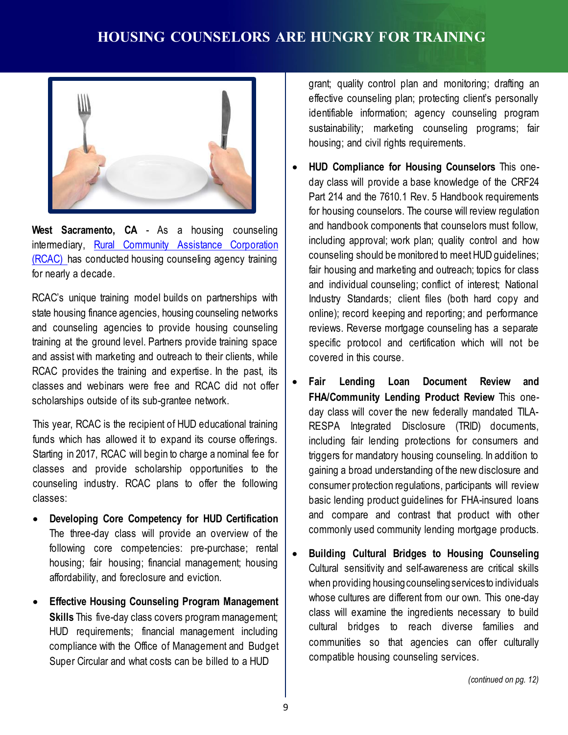# HOUSING COUNSELORS ARE HUNGRY FOR TRAINING

**West Sacramento, CA** - As a housing counseling intermediary, Rural Community Assistance Corporation (RCAC) has conducted housing counseling agency training for nearly a decade.

RCAC's unique training model builds on partnerships with state housing finance agencies, housing counseling networks and counseling agencies to provide housing counseling training at the ground level. Partners provide training space and assist with marketing and outreach to their clients, while RCAC provides the training and expertise. In the past, its classes and webinars were free and RCAC did not offer scholarships outside of its sub-grantee network.

This year, RCAC is the recipient of HUD educational training funds which has allowed it to expand its course offerings. Starting in 2017, RCAC will begin to charge a nominal fee for classes and provide scholarship opportunities to the counseling industry. RCAC plans to offer the following classes:

- **Developing Core Competency for HUD Certification** The three-day class will provide an overview of the following core competencies: pre-purchase; rental housing; fair housing; financial management; housing affordability, and foreclosure and eviction.
- **Effective Housing Counseling Program Management Skills** This five-day class covers program management; HUD requirements; financial management including compliance with the Office of Management and Budget Super Circular and what costs can be billed to a HUD grant; quality control plan and monitoring; drafting an effective counseling plan; protecting client's personally identifiable information; agency counseling program sustainability; marketing counseling programs; fair housing; and civil rights requirements.
- **HUD Compliance for Housing Counselors** This one-day class will provide a base knowledge of the CRF24 Part 214 and the 7610.1 Rev. 5 Handbook requirements for housing counselors. The course will review regulation and handbook components that counselors must follow, including approval; work plan; quality control and how counseling should be monitored to meet HUD guidelines; fair housing and marketing and outreach; topics for class and individual counseling; conflict of interest; National Industry Standards; client files (both hard copy and online); record keeping and reporting; and performance reviews. Reverse mortgage counseling has a separate specific protocol and certification which will not be covered in this course.
- **Fair Lending Loan Document Review and FHA/Community Lending Product Review** This one-day class will cover the new federally mandated TILA-RESPA Integrated Disclosure (TRID) documents, including fair lending protections for consumers and triggers for mandatory housing counseling. In addition to gaining a broad understanding of the new disclosure and consumer protection regulations, participants will review basic lending product guidelines for FHA-insured loans and compare and contrast that product with other commonly used community lending mortgage products.
- **Building Cultural Bridges to Housing Counseling** Cultural sensitivity and self-awareness are critical skills when providing housing counseling services to individuals whose cultures are different from our own. This one-day class will examine the ingredients necessary to build cultural bridges to reach diverse families and communities so that agencies can offer culturally compatible housing counseling services.

*(continued on pg. 12)*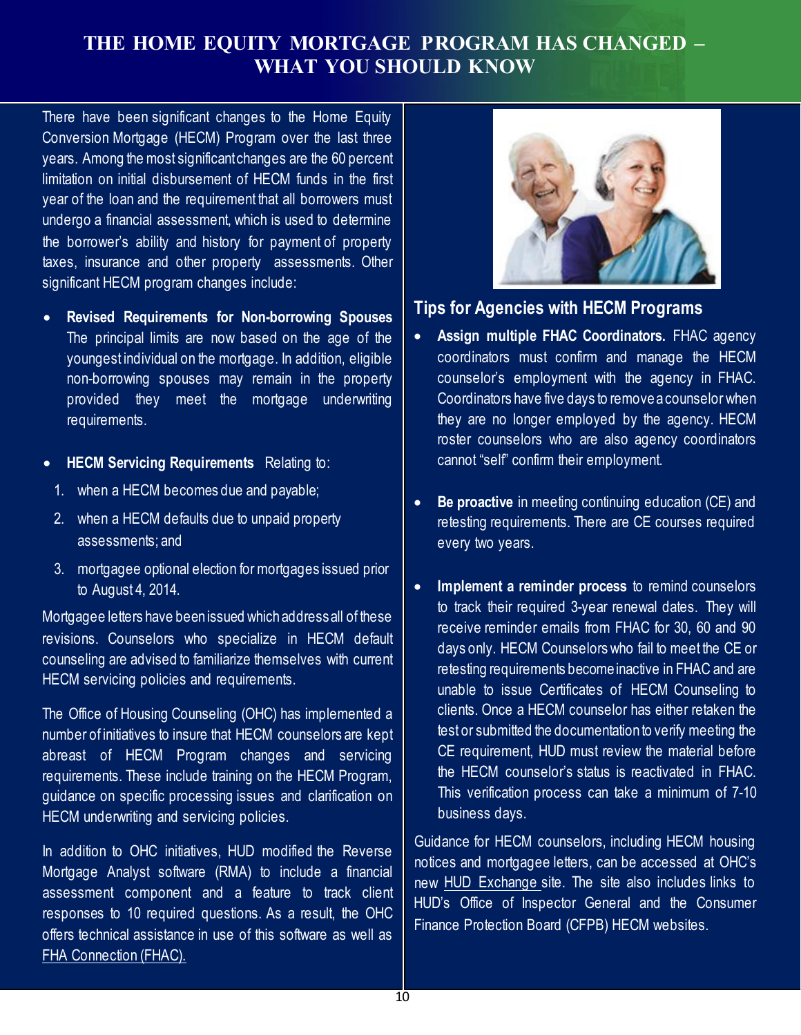# THE HOME EQUITY MORTGAGE PROGRAM HAS CHANGED – WHAT YOU SHOULD KNOW

There have been significant changes to the Home Equity Conversion Mortgage (HECM) Program over the last three years. Among the most significant changes are the 60 percent limitation on initial disbursement of HECM funds in the first year of the loan and the requirement that all borrowers must undergo a financial assessment, which is used to determine the borrower's ability and history for payment of property taxes, insurance and other property assessments. Other significant HECM program changes include:

- **Revised Requirements for Non-borrowing Spouses** The principal limits are now based on the age of the youngest individual on the mortgage. In addition, eligible non-borrowing spouses may remain in the property provided they meet the mortgage underwriting requirements.
- **HECM Servicing Requirements** Relating to:

1. when a HECM becomes due and payable;
2. when a HECM defaults due to unpaid property assessments; and
3. mortgagee optional election for mortgages issued prior to August 4, 2014.

Mortgagee letters have been issued which address all of these revisions. Counselors who specialize in HECM default counseling are advised to familiarize themselves with current HECM servicing policies and requirements.

The Office of Housing Counseling (OHC) has implemented a number of initiatives to insure that HECM counselors are kept abreast of HECM Program changes and servicing requirements. These include training on the HECM Program, guidance on specific processing issues and clarification on HECM underwriting and servicing policies.

In addition to OHC initiatives, HUD modified the Reverse Mortgage Analyst software (RMA) to include a financial assessment component and a feature to track client responses to 10 required questions. As a result, the OHC offers technical assistance in use of this software as well as FHA Connection (FHAC).

## Tips for Agencies with HECM Programs

- **Assign multiple FHAC Coordinators.** FHAC agency coordinators must confirm and manage the HECM counselor's employment with the agency in FHAC. Coordinators have five days to remove a counselor when they are no longer employed by the agency. HECM roster counselors who are also agency coordinators cannot "self" confirm their employment.
- **Be proactive** in meeting continuing education (CE) and retesting requirements. There are CE courses required every two years.
- **Implement a reminder process** to remind counselors to track their required 3-year renewal dates. They will receive reminder emails from FHAC for 30, 60 and 90 days only. HECM Counselors who fail to meet the CE or retesting requirements become inactive in FHAC and are unable to issue Certificates of HECM Counseling to clients. Once a HECM counselor has either retaken the test or submitted the documentation to verify meeting the CE requirement, HUD must review the material before the HECM counselor's status is reactivated in FHAC. This verification process can take a minimum of 7-10 business days.

Guidance for HECM counselors, including HECM housing notices and mortgagee letters, can be accessed at OHC's new HUD Exchange site. The site also includes links to HUD's Office of Inspector General and the Consumer Finance Protection Board (CFPB) HECM websites.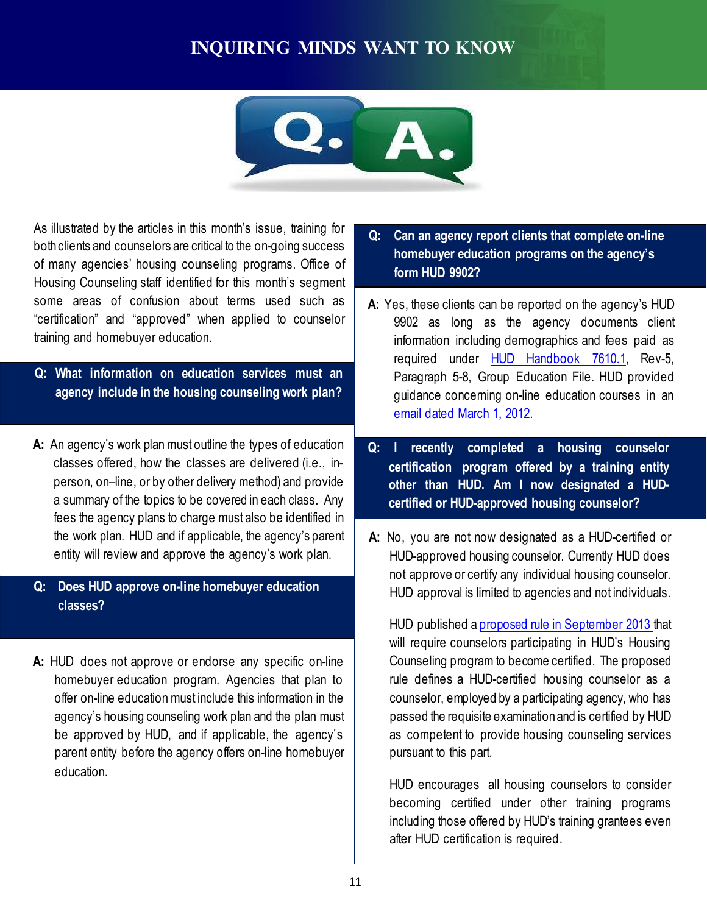# INQUIRING MINDS WANT TO KNOW

As illustrated by the articles in this month's issue, training for both clients and counselors are critical to the on-going success of many agencies' housing counseling programs. Office of Housing Counseling staff identified for this month's segment some areas of confusion about terms used such as "certification" and "approved" when applied to counselor training and homebuyer education.

**Q: What information on education services must an agency include in the housing counseling work plan?**

**A:** An agency's work plan must outline the types of education classes offered, how the classes are delivered (i.e., in-person, on–line, or by other delivery method) and provide a summary of the topics to be covered in each class. Any fees the agency plans to charge must also be identified in the work plan. HUD and if applicable, the agency's parent entity will review and approve the agency's work plan.

**Q: Does HUD approve on-line homebuyer education classes?**

**A:** HUD does not approve or endorse any specific on-line homebuyer education program. Agencies that plan to offer on-line education must include this information in the agency's housing counseling work plan and the plan must be approved by HUD, and if applicable, the agency's parent entity before the agency offers on-line homebuyer education.

**Q: Can an agency report clients that complete on-line homebuyer education programs on the agency's form HUD 9902?**

**A:** Yes, these clients can be reported on the agency's HUD 9902 as long as the agency documents client information including demographics and fees paid as required under HUD Handbook 7610.1, Rev-5, Paragraph 5-8, Group Education File. HUD provided guidance concerning on-line education courses in an email dated March 1, 2012.

**Q: I recently completed a housing counselor certification program offered by a training entity other than HUD. Am I now designated a HUD-certified or HUD-approved housing counselor?**

**A:** No, you are not now designated as a HUD-certified or HUD-approved housing counselor. Currently HUD does not approve or certify any individual housing counselor. HUD approval is limited to agencies and not individuals.

HUD published a proposed rule in September 2013 that will require counselors participating in HUD's Housing Counseling program to become certified. The proposed rule defines a HUD-certified housing counselor as a counselor, employed by a participating agency, who has passed the requisite examination and is certified by HUD as competent to provide housing counseling services pursuant to this part.

HUD encourages all housing counselors to consider becoming certified under other training programs including those offered by HUD's training grantees even after HUD certification is required.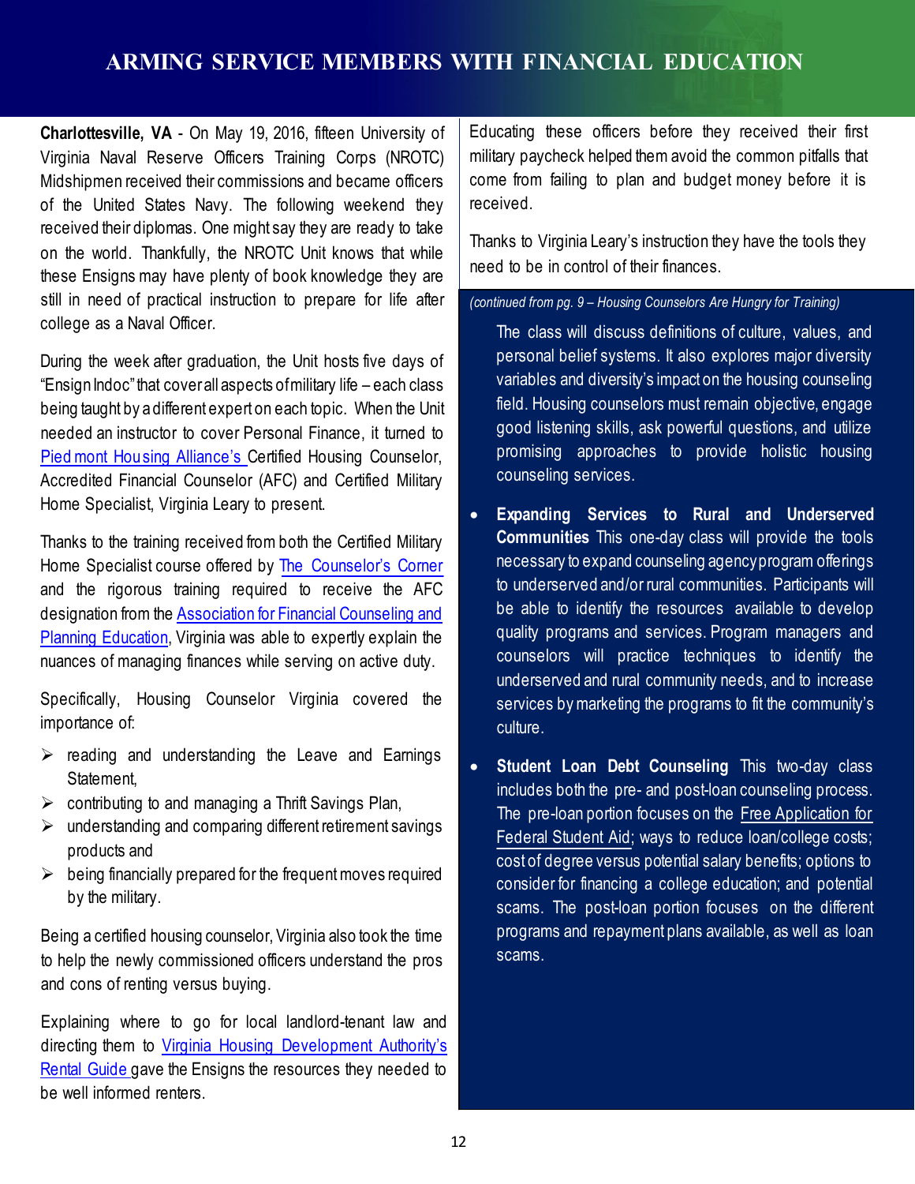# ARMING SERVICE MEMBERS WITH FINANCIAL EDUCATION

**Charlottesville, VA** - On May 19, 2016, fifteen University of Virginia Naval Reserve Officers Training Corps (NROTC) Midshipmen received their commissions and became officers of the United States Navy. The following weekend they received their diplomas. One might say they are ready to take on the world. Thankfully, the NROTC Unit knows that while these Ensigns may have plenty of book knowledge they are still in need of practical instruction to prepare for life after college as a Naval Officer.

During the week after graduation, the Unit hosts five days of "Ensign Indoc" that cover all aspects of military life – each class being taught by a different expert on each topic. When the Unit needed an instructor to cover Personal Finance, it turned to Piedmont Housing Alliance's Certified Housing Counselor, Accredited Financial Counselor (AFC) and Certified Military Home Specialist, Virginia Leary to present.

Thanks to the training received from both the Certified Military Home Specialist course offered by The Counselor's Corner and the rigorous training required to receive the AFC designation from the Association for Financial Counseling and Planning Education, Virginia was able to expertly explain the nuances of managing finances while serving on active duty.

Specifically, Housing Counselor Virginia covered the importance of:

- reading and understanding the Leave and Earnings Statement,
- contributing to and managing a Thrift Savings Plan,
- understanding and comparing different retirement savings products and
- being financially prepared for the frequent moves required by the military.

Being a certified housing counselor, Virginia also took the time to help the newly commissioned officers understand the pros and cons of renting versus buying.

Explaining where to go for local landlord-tenant law and directing them to Virginia Housing Development Authority's Rental Guide gave the Ensigns the resources they needed to be well informed renters.

Educating these officers before they received their first military paycheck helped them avoid the common pitfalls that come from failing to plan and budget money before it is received.

Thanks to Virginia Leary's instruction they have the tools they need to be in control of their finances.

*(continued from pg. 9 – Housing Counselors Are Hungry for Training)*

The class will discuss definitions of culture, values, and personal belief systems. It also explores major diversity variables and diversity's impact on the housing counseling field. Housing counselors must remain objective, engage good listening skills, ask powerful questions, and utilize promising approaches to provide holistic housing counseling services.

- **Expanding Services to Rural and Underserved Communities** This one-day class will provide the tools necessary to expand counseling agency program offerings to underserved and/or rural communities. Participants will be able to identify the resources available to develop quality programs and services. Program managers and counselors will practice techniques to identify the underserved and rural community needs, and to increase services by marketing the programs to fit the community's culture.
- **Student Loan Debt Counseling** This two-day class includes both the pre- and post-loan counseling process. The pre-loan portion focuses on the Free Application for Federal Student Aid; ways to reduce loan/college costs; cost of degree versus potential salary benefits; options to consider for financing a college education; and potential scams. The post-loan portion focuses on the different programs and repayment plans available, as well as loan scams.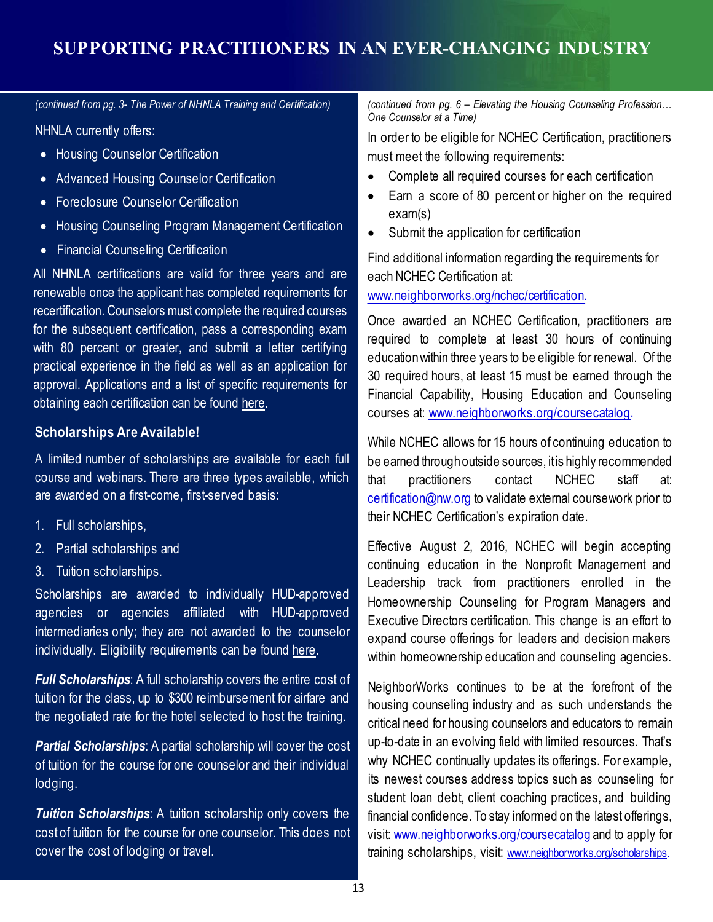# SUPPORTING PRACTITIONERS IN AN EVER-CHANGING INDUSTRY

*(continued from pg. 3- The Power of NHNLA Training and Certification)*

NHNLA currently offers:

- Housing Counselor Certification
- Advanced Housing Counselor Certification
- Foreclosure Counselor Certification
- Housing Counseling Program Management Certification
- Financial Counseling Certification

All NHNLA certifications are valid for three years and are renewable once the applicant has completed requirements for recertification. Counselors must complete the required courses for the subsequent certification, pass a corresponding exam with 80 percent or greater, and submit a letter certifying practical experience in the field as well as an application for approval. Applications and a list of specific requirements for obtaining each certification can be found here.

### Scholarships Are Available!

A limited number of scholarships are available for each full course and webinars. There are three types available, which are awarded on a first-come, first-served basis:

1. Full scholarships,
2. Partial scholarships and
3. Tuition scholarships.

Scholarships are awarded to individually HUD-approved agencies or agencies affiliated with HUD-approved intermediaries only; they are not awarded to the counselor individually. Eligibility requirements can be found here.

***Full Scholarships***: A full scholarship covers the entire cost of tuition for the class, up to $300 reimbursement for airfare and the negotiated rate for the hotel selected to host the training.

***Partial Scholarships***: A partial scholarship will cover the cost of tuition for the course for one counselor and their individual lodging.

***Tuition Scholarships***: A tuition scholarship only covers the cost of tuition for the course for one counselor. This does not cover the cost of lodging or travel.

*(continued from pg. 6 – Elevating the Housing Counseling Profession… One Counselor at a Time)*

In order to be eligible for NCHEC Certification, practitioners must meet the following requirements:

- Complete all required courses for each certification
- Earn a score of 80 percent or higher on the required exam(s)
- Submit the application for certification

Find additional information regarding the requirements for each NCHEC Certification at:
www.neighborworks.org/nchec/certification.

Once awarded an NCHEC Certification, practitioners are required to complete at least 30 hours of continuing education within three years to be eligible for renewal. Of the 30 required hours, at least 15 must be earned through the Financial Capability, Housing Education and Counseling courses at: www.neighborworks.org/coursecatalog.

While NCHEC allows for 15 hours of continuing education to be earned through outside sources, it is highly recommended that practitioners contact NCHEC staff at: certification@nw.org to validate external coursework prior to their NCHEC Certification's expiration date.

Effective August 2, 2016, NCHEC will begin accepting continuing education in the Nonprofit Management and Leadership track from practitioners enrolled in the Homeownership Counseling for Program Managers and Executive Directors certification. This change is an effort to expand course offerings for leaders and decision makers within homeownership education and counseling agencies.

NeighborWorks continues to be at the forefront of the housing counseling industry and as such understands the critical need for housing counselors and educators to remain up-to-date in an evolving field with limited resources. That's why NCHEC continually updates its offerings. For example, its newest courses address topics such as counseling for student loan debt, client coaching practices, and building financial confidence. To stay informed on the latest offerings, visit: www.neighborworks.org/coursecatalog and to apply for training scholarships, visit: www.neighborworks.org/scholarships.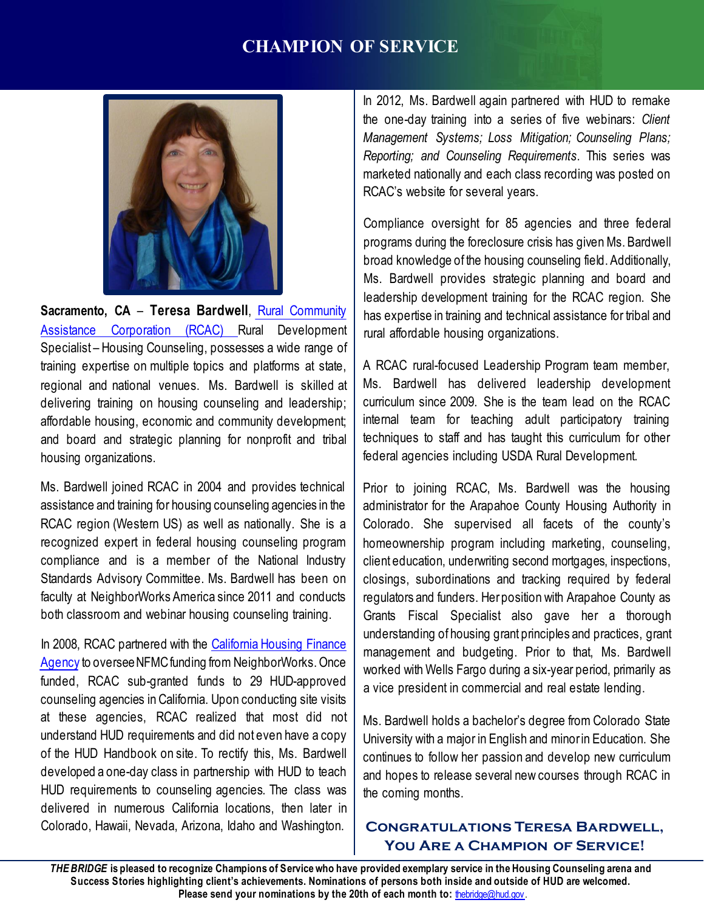# CHAMPION OF SERVICE

**Sacramento, CA** – **Teresa Bardwell**, Rural Community Assistance Corporation (RCAC) Rural Development Specialist – Housing Counseling, possesses a wide range of training expertise on multiple topics and platforms at state, regional and national venues. Ms. Bardwell is skilled at delivering training on housing counseling and leadership; affordable housing, economic and community development; and board and strategic planning for nonprofit and tribal housing organizations.

Ms. Bardwell joined RCAC in 2004 and provides technical assistance and training for housing counseling agencies in the RCAC region (Western US) as well as nationally. She is a recognized expert in federal housing counseling program compliance and is a member of the National Industry Standards Advisory Committee. Ms. Bardwell has been on faculty at NeighborWorks America since 2011 and conducts both classroom and webinar housing counseling training.

In 2008, RCAC partnered with the California Housing Finance Agency to oversee NFMC funding from NeighborWorks. Once funded, RCAC sub-granted funds to 29 HUD-approved counseling agencies in California. Upon conducting site visits at these agencies, RCAC realized that most did not understand HUD requirements and did not even have a copy of the HUD Handbook on site. To rectify this, Ms. Bardwell developed a one-day class in partnership with HUD to teach HUD requirements to counseling agencies. The class was delivered in numerous California locations, then later in Colorado, Hawaii, Nevada, Arizona, Idaho and Washington.

In 2012, Ms. Bardwell again partnered with HUD to remake the one-day training into a series of five webinars: *Client Management Systems; Loss Mitigation; Counseling Plans; Reporting; and Counseling Requirements*. This series was marketed nationally and each class recording was posted on RCAC's website for several years.

Compliance oversight for 85 agencies and three federal programs during the foreclosure crisis has given Ms. Bardwell broad knowledge of the housing counseling field. Additionally, Ms. Bardwell provides strategic planning and board and leadership development training for the RCAC region. She has expertise in training and technical assistance for tribal and rural affordable housing organizations.

A RCAC rural-focused Leadership Program team member, Ms. Bardwell has delivered leadership development curriculum since 2009. She is the team lead on the RCAC internal team for teaching adult participatory training techniques to staff and has taught this curriculum for other federal agencies including USDA Rural Development.

Prior to joining RCAC, Ms. Bardwell was the housing administrator for the Arapahoe County Housing Authority in Colorado. She supervised all facets of the county's homeownership program including marketing, counseling, client education, underwriting second mortgages, inspections, closings, subordinations and tracking required by federal regulators and funders. Her position with Arapahoe County as Grants Fiscal Specialist also gave her a thorough understanding of housing grant principles and practices, grant management and budgeting. Prior to that, Ms. Bardwell worked with Wells Fargo during a six-year period, primarily as a vice president in commercial and real estate lending.

Ms. Bardwell holds a bachelor's degree from Colorado State University with a major in English and minor in Education. She continues to follow her passion and develop new curriculum and hopes to release several new courses through RCAC in the coming months.

**CONGRATULATIONS TERESA BARDWELL, YOU ARE A CHAMPION OF SERVICE!**

***THE BRIDGE* is pleased to recognize Champions of Service who have provided exemplary service in the Housing Counseling arena and Success Stories highlighting client's achievements. Nominations of persons both inside and outside of HUD are welcomed. Please send your nominations by the 20th of each month to:** thebridge@hud.gov.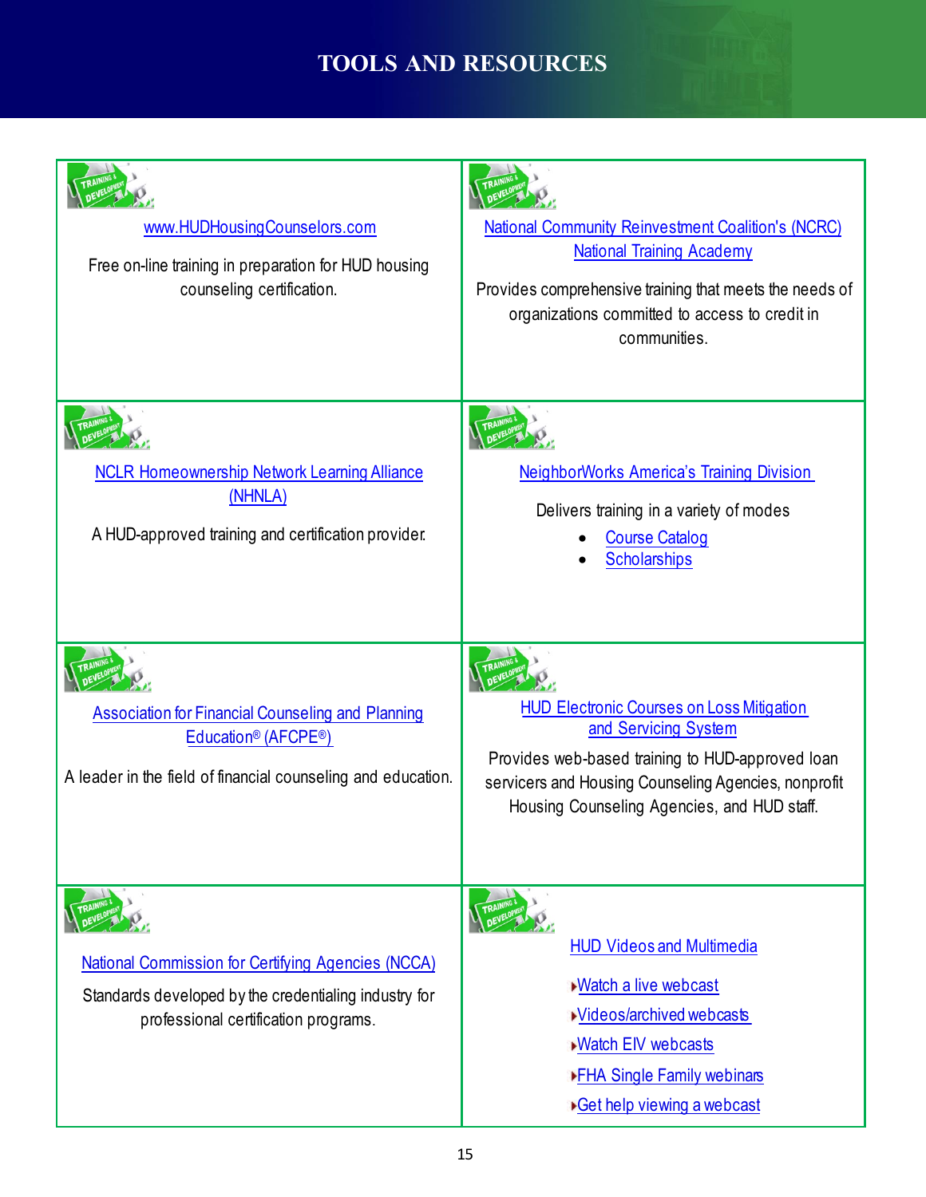# TOOLS AND RESOURCES

| | |
|---|---|
| www.HUDHousingCounselors.com<br><br>Free on-line training in preparation for HUD housing counseling certification. | National Community Reinvestment Coalition's (NCRC) National Training Academy<br><br>Provides comprehensive training that meets the needs of organizations committed to access to credit in communities. |
| NCLR Homeownership Network Learning Alliance (NHNLA)<br><br>A HUD-approved training and certification provider. | NeighborWorks America's Training Division<br><br>Delivers training in a variety of modes<br>• Course Catalog<br>• Scholarships |
| Association for Financial Counseling and Planning Education® (AFCPE®)<br><br>A leader in the field of financial counseling and education. | HUD Electronic Courses on Loss Mitigation and Servicing System<br><br>Provides web-based training to HUD-approved loan servicers and Housing Counseling Agencies, nonprofit Housing Counseling Agencies, and HUD staff. |
| National Commission for Certifying Agencies (NCCA)<br><br>Standards developed by the credentialing industry for professional certification programs. | HUD Videos and Multimedia<br><br>▸Watch a live webcast<br>▸Videos/archived webcasts<br>▸Watch EIV webcasts<br>▸FHA Single Family webinars<br>▸Get help viewing a webcast |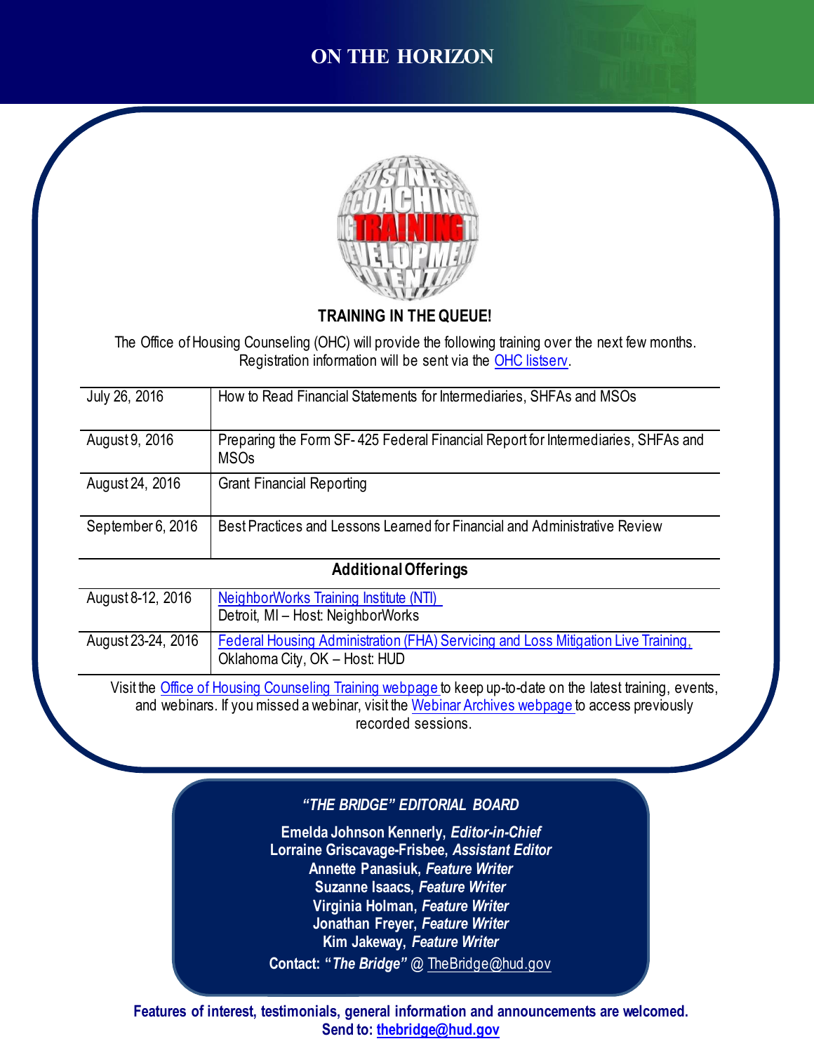# ON THE HORIZON

## TRAINING IN THE QUEUE!

The Office of Housing Counseling (OHC) will provide the following training over the next few months. Registration information will be sent via the OHC listserv.

| | |
|---|---|
| July 26, 2016 | How to Read Financial Statements for Intermediaries, SHFAs and MSOs |
| August 9, 2016 | Preparing the Form SF-425 Federal Financial Report for Intermediaries, SHFAs and MSOs |
| August 24, 2016 | Grant Financial Reporting |
| September 6, 2016 | Best Practices and Lessons Learned for Financial and Administrative Review |
| **Additional Offerings** | |
| August 8-12, 2016 | NeighborWorks Training Institute (NTI)<br>Detroit, MI – Host: NeighborWorks |
| August 23-24, 2016 | Federal Housing Administration (FHA) Servicing and Loss Mitigation Live Training,<br>Oklahoma City, OK – Host: HUD |

Visit the Office of Housing Counseling Training webpage to keep up-to-date on the latest training, events, and webinars. If you missed a webinar, visit the Webinar Archives webpage to access previously recorded sessions.

***"THE BRIDGE" EDITORIAL BOARD***

**Emelda Johnson Kennerly, *Editor-in-Chief***
**Lorraine Griscavage-Frisbee, *Assistant Editor***
**Annette Panasiuk, *Feature Writer***
**Suzanne Isaacs, *Feature Writer***
**Virginia Holman, *Feature Writer***
**Jonathan Freyer, *Feature Writer***
**Kim Jakeway, *Feature Writer***

**Contact: "*The Bridge*"** @ TheBridge@hud.gov

**Features of interest, testimonials, general information and announcements are welcomed.**
**Send to: thebridge@hud.gov**